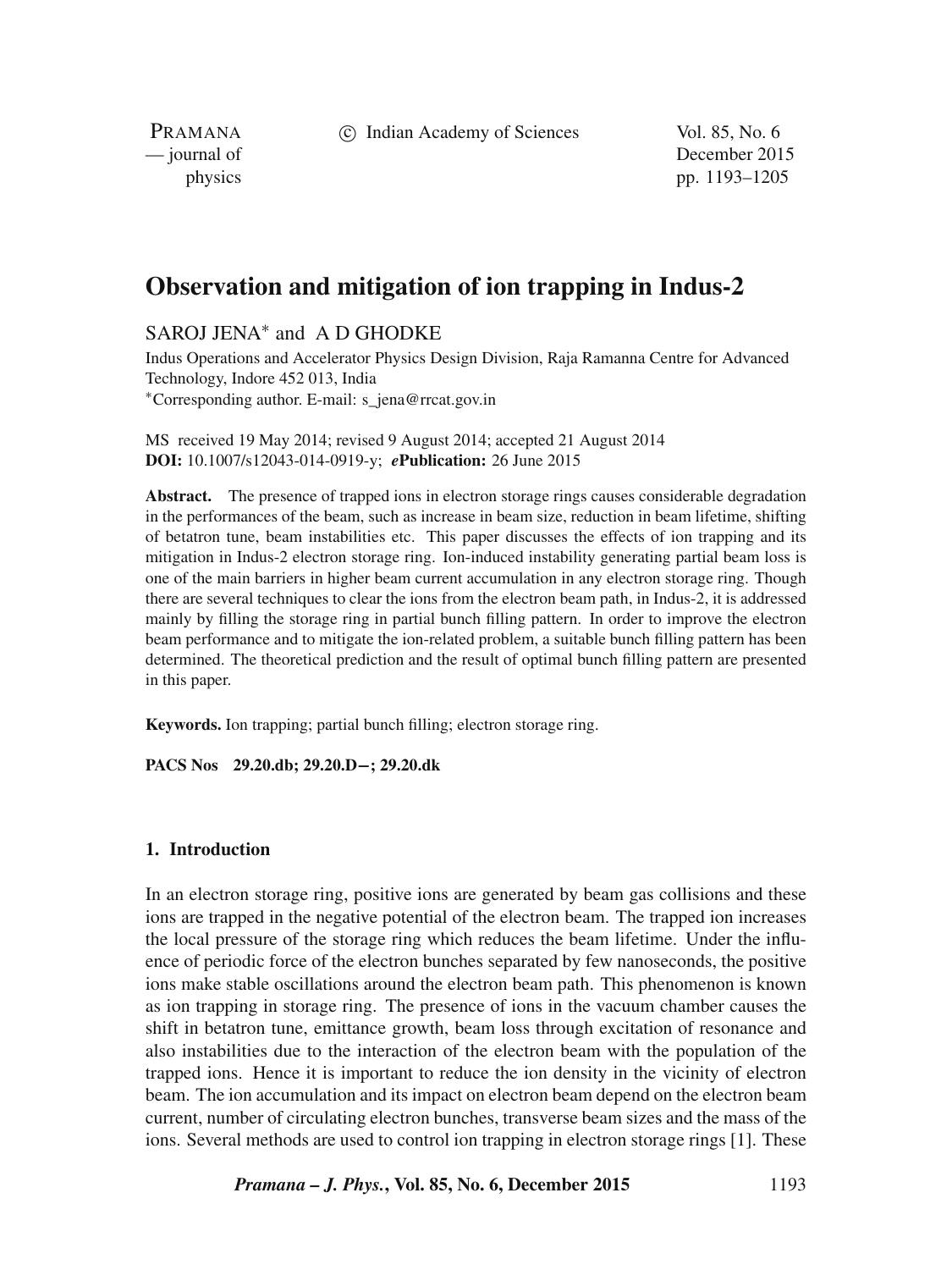# Observation and mitigation of ion trapping in Indus-2

SAROJ JENA* and A D GHODKE

Indus Operations and Accelerator Physics Design Division, Raja Ramanna Centre for Advanced Technology, Indore 452 013, India

*Corresponding author. E-mail: s_jena@rrcat.gov.in

MS received 19 May 2014; revised 9 August 2014; accepted 21 August 2014

**DOI:** 10.1007/s12043-014-0919-y; ***e*Publication:** 26 June 2015

**Abstract.** The presence of trapped ions in electron storage rings causes considerable degradation in the performances of the beam, such as increase in beam size, reduction in beam lifetime, shifting of betatron tune, beam instabilities etc. This paper discusses the effects of ion trapping and its mitigation in Indus-2 electron storage ring. Ion-induced instability generating partial beam loss is one of the main barriers in higher beam current accumulation in any electron storage ring. Though there are several techniques to clear the ions from the electron beam path, in Indus-2, it is addressed mainly by filling the storage ring in partial bunch filling pattern. In order to improve the electron beam performance and to mitigate the ion-related problem, a suitable bunch filling pattern has been determined. The theoretical prediction and the result of optimal bunch filling pattern are presented in this paper.

**Keywords.** Ion trapping; partial bunch filling; electron storage ring.

**PACS Nos** 29.20.db; 29.20.D−; 29.20.dk

## 1. Introduction

In an electron storage ring, positive ions are generated by beam gas collisions and these ions are trapped in the negative potential of the electron beam. The trapped ion increases the local pressure of the storage ring which reduces the beam lifetime. Under the influence of periodic force of the electron bunches separated by few nanoseconds, the positive ions make stable oscillations around the electron beam path. This phenomenon is known as ion trapping in storage ring. The presence of ions in the vacuum chamber causes the shift in betatron tune, emittance growth, beam loss through excitation of resonance and also instabilities due to the interaction of the electron beam with the population of the trapped ions. Hence it is important to reduce the ion density in the vicinity of electron beam. The ion accumulation and its impact on electron beam depend on the electron beam current, number of circulating electron bunches, transverse beam sizes and the mass of the ions. Several methods are used to control ion trapping in electron storage rings [1]. These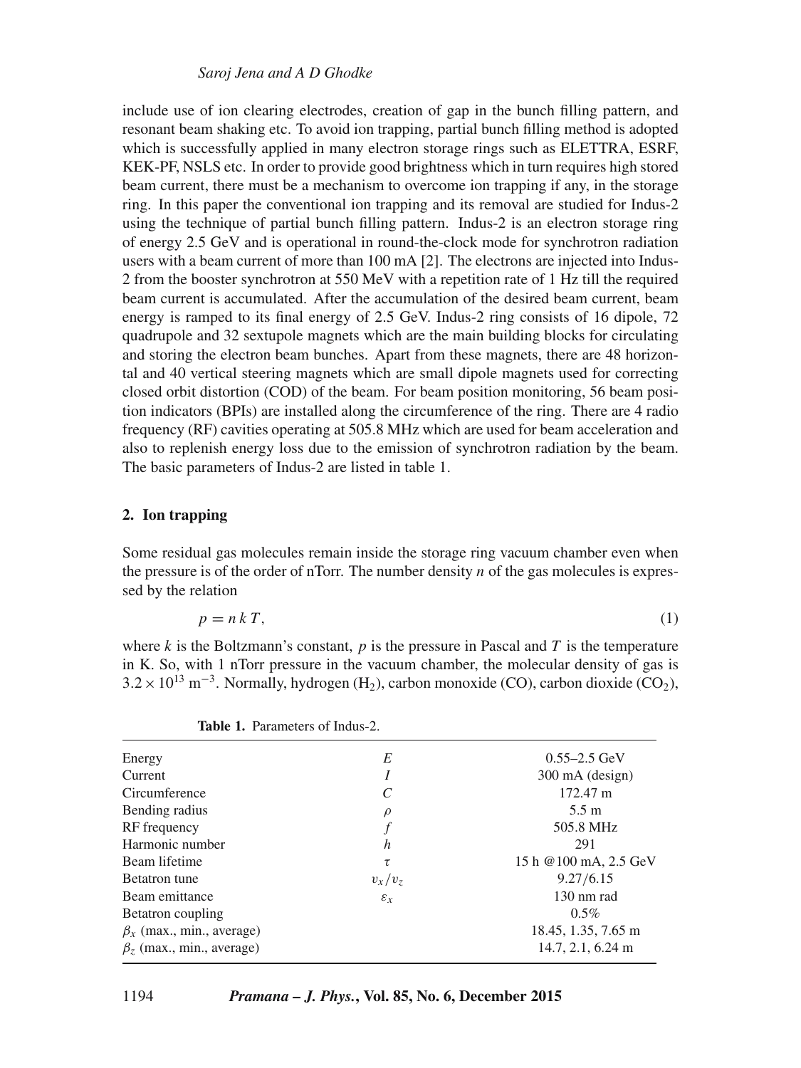include use of ion clearing electrodes, creation of gap in the bunch filling pattern, and resonant beam shaking etc. To avoid ion trapping, partial bunch filling method is adopted which is successfully applied in many electron storage rings such as ELETTRA, ESRF, KEK-PF, NSLS etc. In order to provide good brightness which in turn requires high stored beam current, there must be a mechanism to overcome ion trapping if any, in the storage ring. In this paper the conventional ion trapping and its removal are studied for Indus-2 using the technique of partial bunch filling pattern. Indus-2 is an electron storage ring of energy 2.5 GeV and is operational in round-the-clock mode for synchrotron radiation users with a beam current of more than 100 mA [2]. The electrons are injected into Indus-2 from the booster synchrotron at 550 MeV with a repetition rate of 1 Hz till the required beam current is accumulated. After the accumulation of the desired beam current, beam energy is ramped to its final energy of 2.5 GeV. Indus-2 ring consists of 16 dipole, 72 quadrupole and 32 sextupole magnets which are the main building blocks for circulating and storing the electron beam bunches. Apart from these magnets, there are 48 horizontal and 40 vertical steering magnets which are small dipole magnets used for correcting closed orbit distortion (COD) of the beam. For beam position monitoring, 56 beam position indicators (BPIs) are installed along the circumference of the ring. There are 4 radio frequency (RF) cavities operating at 505.8 MHz which are used for beam acceleration and also to replenish energy loss due to the emission of synchrotron radiation by the beam. The basic parameters of Indus-2 are listed in table 1.

## 2. Ion trapping

Some residual gas molecules remain inside the storage ring vacuum chamber even when the pressure is of the order of nTorr. The number density $n$ of the gas molecules is expressed by the relation

$$p = n\,k\,T, \tag{1}$$

where $k$ is the Boltzmann's constant, $p$ is the pressure in Pascal and $T$ is the temperature in K. So, with 1 nTorr pressure in the vacuum chamber, the molecular density of gas is $3.2 \times 10^{13}$ m$^{-3}$. Normally, hydrogen ($H_2$), carbon monoxide (CO), carbon dioxide ($CO_2$),

**Table 1.** Parameters of Indus-2.

| | | |
|---|---|---|
| Energy | $E$ | 0.55–2.5 GeV |
| Current | $I$ | 300 mA (design) |
| Circumference | $C$ | 172.47 m |
| Bending radius | $\rho$ | 5.5 m |
| RF frequency | $f$ | 505.8 MHz |
| Harmonic number | $h$ | 291 |
| Beam lifetime | $\tau$ | 15 h @100 mA, 2.5 GeV |
| Betatron tune | $\upsilon_x/\upsilon_z$ | 9.27/6.15 |
| Beam emittance | $\varepsilon_x$ | 130 nm rad |
| Betatron coupling | | 0.5% |
| $\beta_x$ (max., min., average) | | 18.45, 1.35, 7.65 m |
| $\beta_z$ (max., min., average) | | 14.7, 2.1, 6.24 m |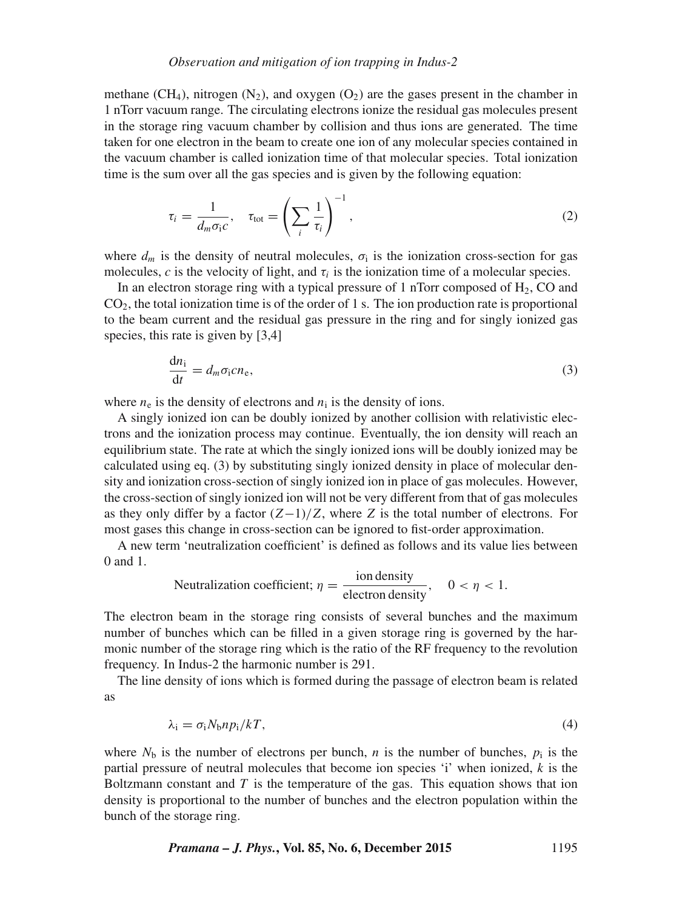methane ($CH_4$), nitrogen ($N_2$), and oxygen ($O_2$) are the gases present in the chamber in 1 nTorr vacuum range. The circulating electrons ionize the residual gas molecules present in the storage ring vacuum chamber by collision and thus ions are generated. The time taken for one electron in the beam to create one ion of any molecular species contained in the vacuum chamber is called ionization time of that molecular species. Total ionization time is the sum over all the gas species and is given by the following equation:

$$\tau_i = \frac{1}{d_m \sigma_\mathrm{i} c}, \quad \tau_\mathrm{tot} = \left( \sum_i \frac{1}{\tau_i} \right)^{-1}, \tag{2}$$

where $d_m$ is the density of neutral molecules, $\sigma_\mathrm{i}$ is the ionization cross-section for gas molecules, $c$ is the velocity of light, and $\tau_i$ is the ionization time of a molecular species.

In an electron storage ring with a typical pressure of 1 nTorr composed of $H_2$, CO and $CO_2$, the total ionization time is of the order of 1 s. The ion production rate is proportional to the beam current and the residual gas pressure in the ring and for singly ionized gas species, this rate is given by [3,4]

$$\frac{\mathrm{d}n_\mathrm{i}}{\mathrm{d}t} = d_m \sigma_\mathrm{i} c n_\mathrm{e}, \tag{3}$$

where $n_\mathrm{e}$ is the density of electrons and $n_\mathrm{i}$ is the density of ions.

A singly ionized ion can be doubly ionized by another collision with relativistic electrons and the ionization process may continue. Eventually, the ion density will reach an equilibrium state. The rate at which the singly ionized ions will be doubly ionized may be calculated using eq. (3) by substituting singly ionized density in place of molecular density and ionization cross-section of singly ionized ion in place of gas molecules. However, the cross-section of singly ionized ion will not be very different from that of gas molecules as they only differ by a factor $(Z-1)/Z$, where $Z$ is the total number of electrons. For most gases this change in cross-section can be ignored to fist-order approximation.

A new term 'neutralization coefficient' is defined as follows and its value lies between 0 and 1.

$$\text{Neutralization coefficient; } \eta = \frac{\text{ion density}}{\text{electron density}}, \quad 0 < \eta < 1.$$

The electron beam in the storage ring consists of several bunches and the maximum number of bunches which can be filled in a given storage ring is governed by the harmonic number of the storage ring which is the ratio of the RF frequency to the revolution frequency. In Indus-2 the harmonic number is 291.

The line density of ions which is formed during the passage of electron beam is related as

$$\lambda_\mathrm{i} = \sigma_\mathrm{i} N_\mathrm{b} n p_\mathrm{i} / kT, \tag{4}$$

where $N_\mathrm{b}$ is the number of electrons per bunch, $n$ is the number of bunches, $p_\mathrm{i}$ is the partial pressure of neutral molecules that become ion species 'i' when ionized, $k$ is the Boltzmann constant and $T$ is the temperature of the gas. This equation shows that ion density is proportional to the number of bunches and the electron population within the bunch of the storage ring.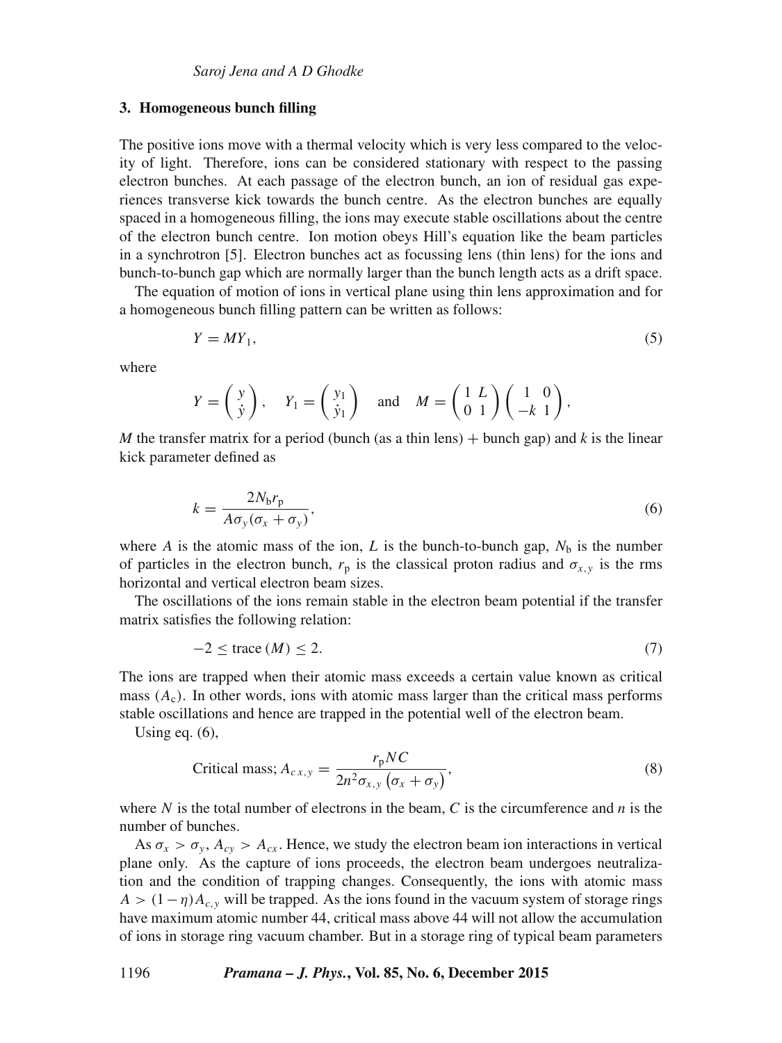## 3. Homogeneous bunch filling

The positive ions move with a thermal velocity which is very less compared to the velocity of light. Therefore, ions can be considered stationary with respect to the passing electron bunches. At each passage of the electron bunch, an ion of residual gas experiences transverse kick towards the bunch centre. As the electron bunches are equally spaced in a homogeneous filling, the ions may execute stable oscillations about the centre of the electron bunch centre. Ion motion obeys Hill's equation like the beam particles in a synchrotron [5]. Electron bunches act as focussing lens (thin lens) for the ions and bunch-to-bunch gap which are normally larger than the bunch length acts as a drift space.

The equation of motion of ions in vertical plane using thin lens approximation and for a homogeneous bunch filling pattern can be written as follows:

$$Y = MY_1, \tag{5}$$

where

$$Y = \begin{pmatrix} y \\ \dot{y} \end{pmatrix}, \quad Y_1 = \begin{pmatrix} y_1 \\ \dot{y}_1 \end{pmatrix} \quad \text{and} \quad M = \begin{pmatrix} 1 & L \\ 0 & 1 \end{pmatrix} \begin{pmatrix} 1 & 0 \\ -k & 1 \end{pmatrix},$$

$M$ the transfer matrix for a period (bunch (as a thin lens) + bunch gap) and $k$ is the linear kick parameter defined as

$$k = \frac{2N_\text{b}r_\text{p}}{A\sigma_y(\sigma_x + \sigma_y)}, \tag{6}$$

where $A$ is the atomic mass of the ion, $L$ is the bunch-to-bunch gap, $N_\text{b}$ is the number of particles in the electron bunch, $r_\text{p}$ is the classical proton radius and $\sigma_{x,y}$ is the rms horizontal and vertical electron beam sizes.

The oscillations of the ions remain stable in the electron beam potential if the transfer matrix satisfies the following relation:

$$-2 \leq \text{trace}\,(M) \leq 2. \tag{7}$$

The ions are trapped when their atomic mass exceeds a certain value known as critical mass ($A_\text{c}$). In other words, ions with atomic mass larger than the critical mass performs stable oscillations and hence are trapped in the potential well of the electron beam.

Using eq. (6),

$$\text{Critical mass; } A_{c\,x,y} = \frac{r_\text{p}NC}{2n^2\sigma_{x,y}\left(\sigma_x + \sigma_y\right)}, \tag{8}$$

where $N$ is the total number of electrons in the beam, $C$ is the circumference and $n$ is the number of bunches.

As $\sigma_x > \sigma_y$, $A_{cy} > A_{cx}$. Hence, we study the electron beam ion interactions in vertical plane only. As the capture of ions proceeds, the electron beam undergoes neutralization and the condition of trapping changes. Consequently, the ions with atomic mass $A > (1 - \eta)A_{c,y}$ will be trapped. As the ions found in the vacuum system of storage rings have maximum atomic number 44, critical mass above 44 will not allow the accumulation of ions in storage ring vacuum chamber. But in a storage ring of typical beam parameters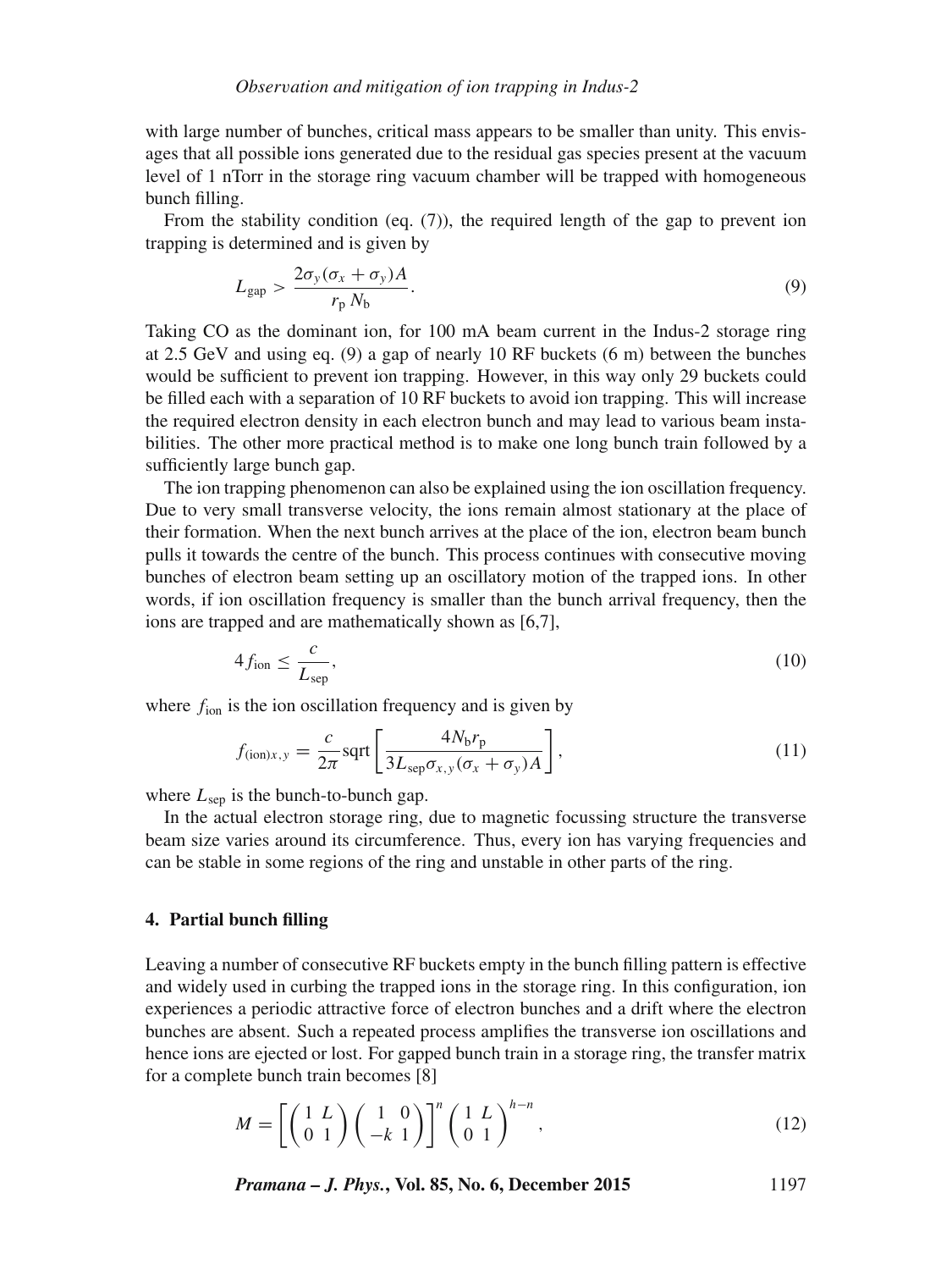with large number of bunches, critical mass appears to be smaller than unity. This envisages that all possible ions generated due to the residual gas species present at the vacuum level of 1 nTorr in the storage ring vacuum chamber will be trapped with homogeneous bunch filling.

From the stability condition (eq. (7)), the required length of the gap to prevent ion trapping is determined and is given by

$$L_{\text{gap}} > \frac{2\sigma_y(\sigma_x + \sigma_y)A}{r_{\text{p}}\, N_{\text{b}}}. \tag{9}$$

Taking CO as the dominant ion, for 100 mA beam current in the Indus-2 storage ring at 2.5 GeV and using eq. (9) a gap of nearly 10 RF buckets (6 m) between the bunches would be sufficient to prevent ion trapping. However, in this way only 29 buckets could be filled each with a separation of 10 RF buckets to avoid ion trapping. This will increase the required electron density in each electron bunch and may lead to various beam instabilities. The other more practical method is to make one long bunch train followed by a sufficiently large bunch gap.

The ion trapping phenomenon can also be explained using the ion oscillation frequency. Due to very small transverse velocity, the ions remain almost stationary at the place of their formation. When the next bunch arrives at the place of the ion, electron beam bunch pulls it towards the centre of the bunch. This process continues with consecutive moving bunches of electron beam setting up an oscillatory motion of the trapped ions. In other words, if ion oscillation frequency is smaller than the bunch arrival frequency, then the ions are trapped and are mathematically shown as [6,7],

$$4 f_{\text{ion}} \leq \frac{c}{L_{\text{sep}}}, \tag{10}$$

where $f_{\text{ion}}$ is the ion oscillation frequency and is given by

$$f_{(\text{ion})x,y} = \frac{c}{2\pi}\text{sqrt}\left[\frac{4N_{\text{b}}r_{\text{p}}}{3L_{\text{sep}}\sigma_{x,y}(\sigma_x + \sigma_y)A}\right], \tag{11}$$

where $L_{\text{sep}}$ is the bunch-to-bunch gap.

In the actual electron storage ring, due to magnetic focussing structure the transverse beam size varies around its circumference. Thus, every ion has varying frequencies and can be stable in some regions of the ring and unstable in other parts of the ring.

## 4. Partial bunch filling

Leaving a number of consecutive RF buckets empty in the bunch filling pattern is effective and widely used in curbing the trapped ions in the storage ring. In this configuration, ion experiences a periodic attractive force of electron bunches and a drift where the electron bunches are absent. Such a repeated process amplifies the transverse ion oscillations and hence ions are ejected or lost. For gapped bunch train in a storage ring, the transfer matrix for a complete bunch train becomes [8]

$$M = \left[\begin{pmatrix} 1 & L \\ 0 & 1 \end{pmatrix}\begin{pmatrix} 1 & 0 \\ -k & 1 \end{pmatrix}\right]^n \begin{pmatrix} 1 & L \\ 0 & 1 \end{pmatrix}^{h-n}, \tag{12}$$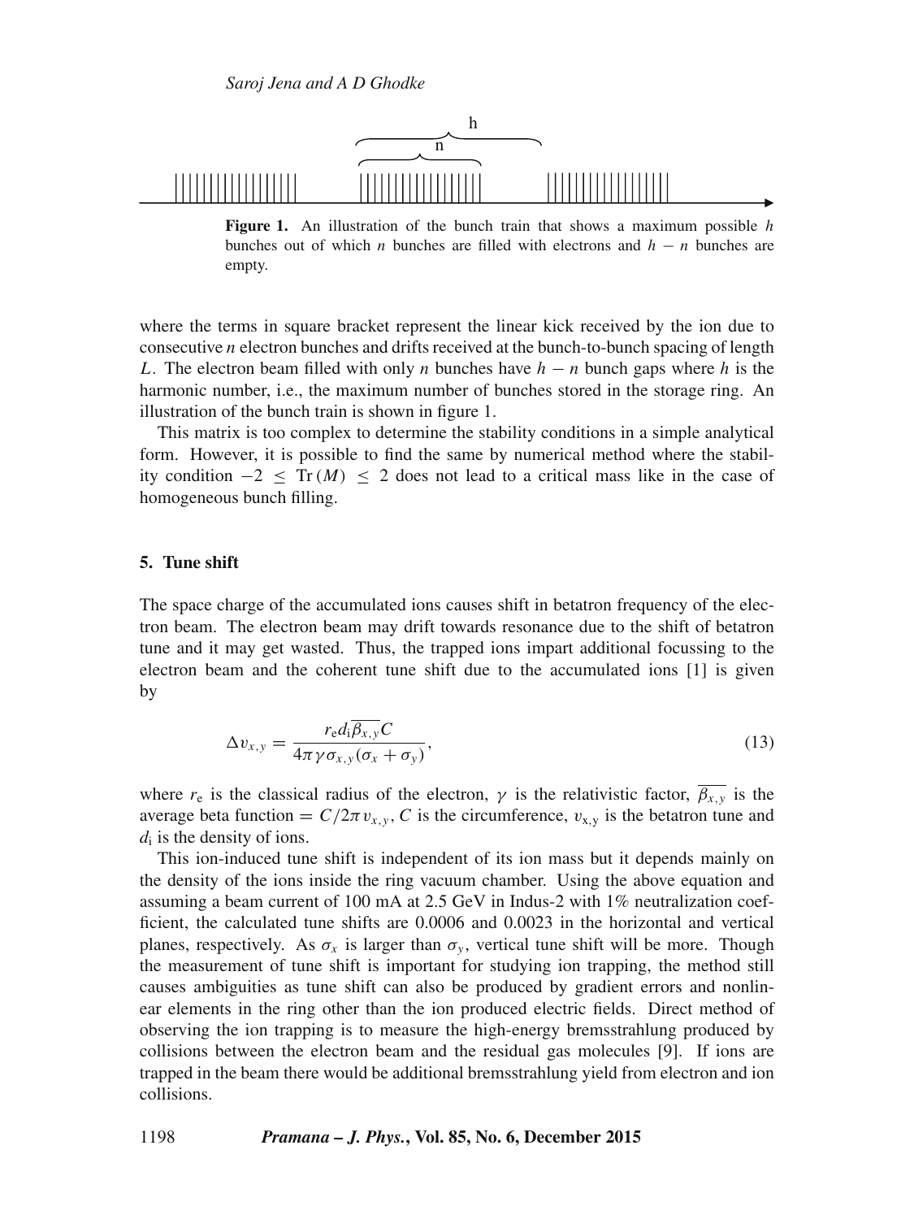**Figure 1.** An illustration of the bunch train that shows a maximum possible $h$ bunches out of which $n$ bunches are filled with electrons and $h - n$ bunches are empty.

where the terms in square bracket represent the linear kick received by the ion due to consecutive $n$ electron bunches and drifts received at the bunch-to-bunch spacing of length $L$. The electron beam filled with only $n$ bunches have $h - n$ bunch gaps where $h$ is the harmonic number, i.e., the maximum number of bunches stored in the storage ring. An illustration of the bunch train is shown in figure 1.

This matrix is too complex to determine the stability conditions in a simple analytical form. However, it is possible to find the same by numerical method where the stability condition $-2 \leq \mathrm{Tr}(M) \leq 2$ does not lead to a critical mass like in the case of homogeneous bunch filling.

## 5. Tune shift

The space charge of the accumulated ions causes shift in betatron frequency of the electron beam. The electron beam may drift towards resonance due to the shift of betatron tune and it may get wasted. Thus, the trapped ions impart additional focussing to the electron beam and the coherent tune shift due to the accumulated ions [1] is given by

$$\Delta v_{x,y} = \frac{r_{\mathrm{e}} d_{\mathrm{i}} \overline{\beta_{x,y}} C}{4\pi \gamma \sigma_{x,y}(\sigma_x + \sigma_y)}, \tag{13}$$

where $r_{\mathrm{e}}$ is the classical radius of the electron, $\gamma$ is the relativistic factor, $\overline{\beta_{x,y}}$ is the average beta function $= C/2\pi v_{x,y}$, $C$ is the circumference, $v_{\mathrm{x,y}}$ is the betatron tune and $d_{\mathrm{i}}$ is the density of ions.

This ion-induced tune shift is independent of its ion mass but it depends mainly on the density of the ions inside the ring vacuum chamber. Using the above equation and assuming a beam current of 100 mA at 2.5 GeV in Indus-2 with 1% neutralization coefficient, the calculated tune shifts are 0.0006 and 0.0023 in the horizontal and vertical planes, respectively. As $\sigma_x$ is larger than $\sigma_y$, vertical tune shift will be more. Though the measurement of tune shift is important for studying ion trapping, the method still causes ambiguities as tune shift can also be produced by gradient errors and nonlinear elements in the ring other than the ion produced electric fields. Direct method of observing the ion trapping is to measure the high-energy bremsstrahlung produced by collisions between the electron beam and the residual gas molecules [9]. If ions are trapped in the beam there would be additional bremsstrahlung yield from electron and ion collisions.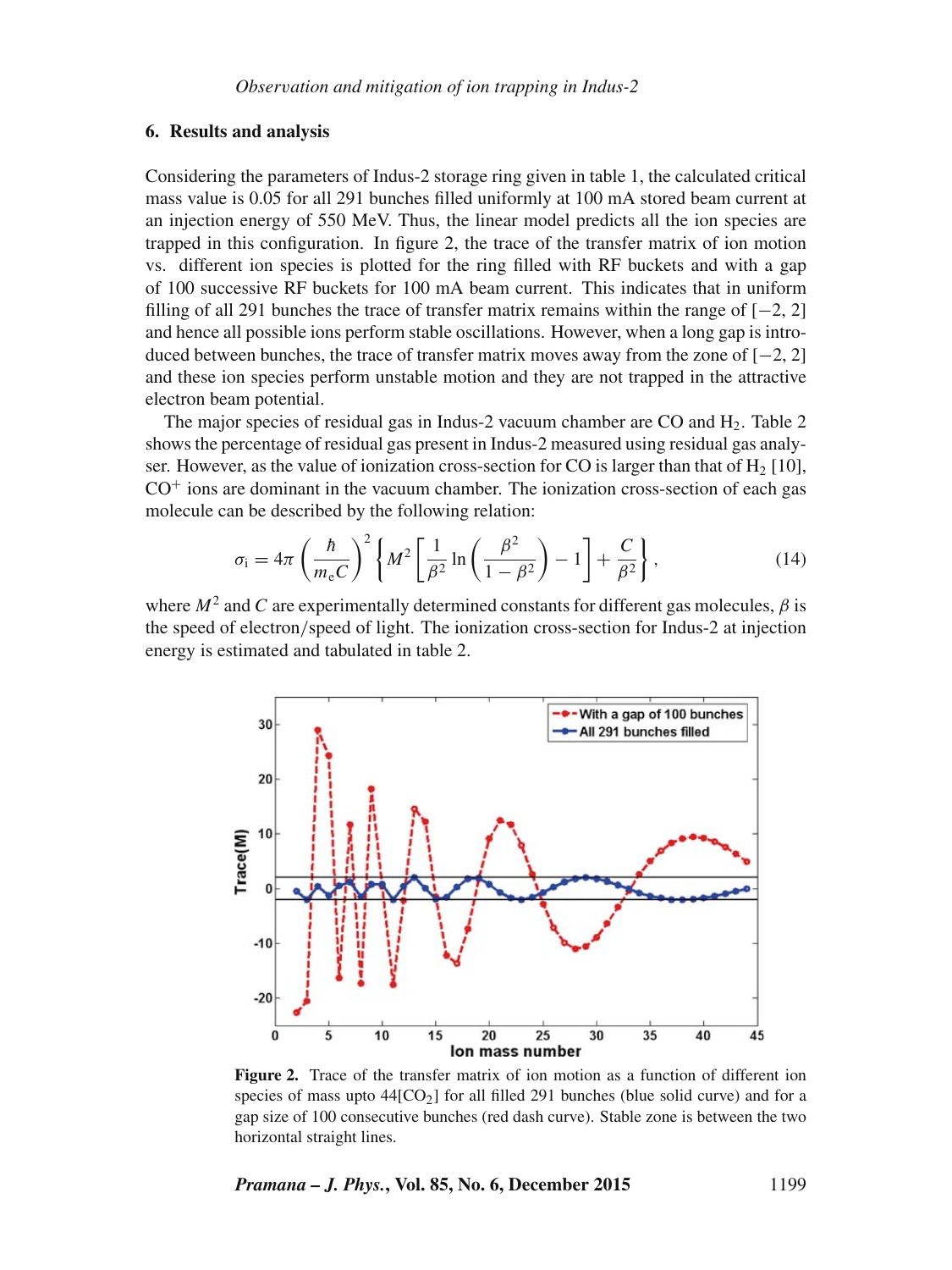## 6. Results and analysis

Considering the parameters of Indus-2 storage ring given in table 1, the calculated critical mass value is 0.05 for all 291 bunches filled uniformly at 100 mA stored beam current at an injection energy of 550 MeV. Thus, the linear model predicts all the ion species are trapped in this configuration. In figure 2, the trace of the transfer matrix of ion motion vs. different ion species is plotted for the ring filled with RF buckets and with a gap of 100 successive RF buckets for 100 mA beam current. This indicates that in uniform filling of all 291 bunches the trace of transfer matrix remains within the range of [−2, 2] and hence all possible ions perform stable oscillations. However, when a long gap is introduced between bunches, the trace of transfer matrix moves away from the zone of [−2, 2] and these ion species perform unstable motion and they are not trapped in the attractive electron beam potential.

The major species of residual gas in Indus-2 vacuum chamber are CO and $H_2$. Table 2 shows the percentage of residual gas present in Indus-2 measured using residual gas analyser. However, as the value of ionization cross-section for CO is larger than that of $H_2$ [10], $CO^+$ ions are dominant in the vacuum chamber. The ionization cross-section of each gas molecule can be described by the following relation:

$$\sigma_i = 4\pi \left(\frac{\hbar}{m_e C}\right)^2 \left\{ M^2 \left[\frac{1}{\beta^2} \ln\left(\frac{\beta^2}{1-\beta^2}\right) - 1\right] + \frac{C}{\beta^2} \right\}, \tag{14}$$

where $M^2$ and $C$ are experimentally determined constants for different gas molecules, $\beta$ is the speed of electron/speed of light. The ionization cross-section for Indus-2 at injection energy is estimated and tabulated in table 2.

**Figure 2.** Trace of the transfer matrix of ion motion as a function of different ion species of mass upto 44[$CO_2$] for all filled 291 bunches (blue solid curve) and for a gap size of 100 consecutive bunches (red dash curve). Stable zone is between the two horizontal straight lines.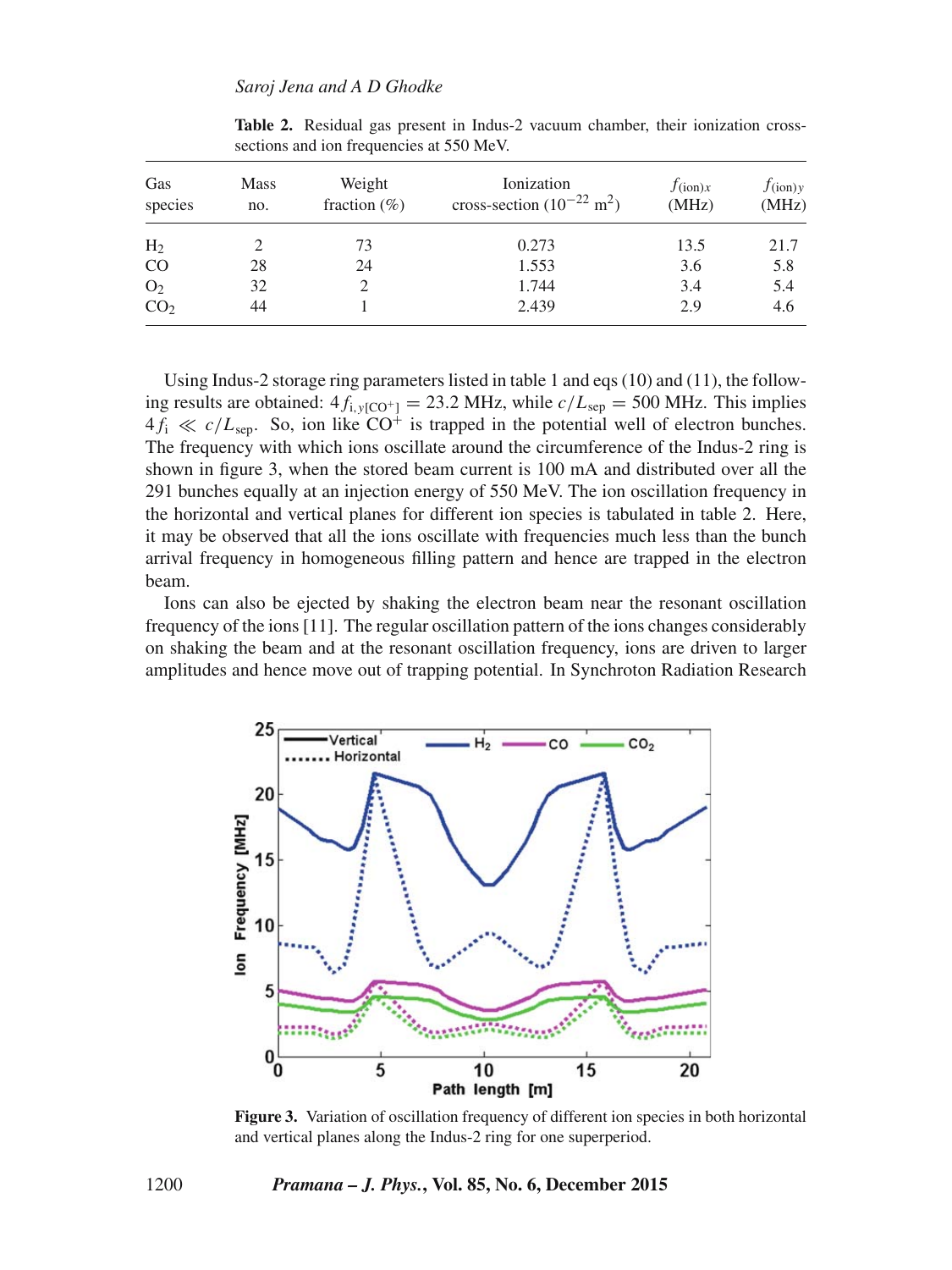**Table 2.** Residual gas present in Indus-2 vacuum chamber, their ionization cross-sections and ion frequencies at 550 MeV.

| Gas species | Mass no. | Weight fraction (%) | Ionization cross-section ($10^{-22}$ m$^2$) | $f_{(\text{ion})x}$ (MHz) | $f_{(\text{ion})y}$ (MHz) |
|---|---|---|---|---|---|
| $H_2$ | 2 | 73 | 0.273 | 13.5 | 21.7 |
| CO | 28 | 24 | 1.553 | 3.6 | 5.8 |
| $O_2$ | 32 | 2 | 1.744 | 3.4 | 5.4 |
| $CO_2$ | 44 | 1 | 2.439 | 2.9 | 4.6 |

Using Indus-2 storage ring parameters listed in table 1 and eqs (10) and (11), the following results are obtained: $4f_{\mathrm{i},y[\mathrm{CO}^+]} = 23.2$ MHz, while $c/L_{\mathrm{sep}} = 500$ MHz. This implies $4f_{\mathrm{i}} \ll c/L_{\mathrm{sep}}$. So, ion like $CO^+$ is trapped in the potential well of electron bunches. The frequency with which ions oscillate around the circumference of the Indus-2 ring is shown in figure 3, when the stored beam current is 100 mA and distributed over all the 291 bunches equally at an injection energy of 550 MeV. The ion oscillation frequency in the horizontal and vertical planes for different ion species is tabulated in table 2. Here, it may be observed that all the ions oscillate with frequencies much less than the bunch arrival frequency in homogeneous filling pattern and hence are trapped in the electron beam.

Ions can also be ejected by shaking the electron beam near the resonant oscillation frequency of the ions [11]. The regular oscillation pattern of the ions changes considerably on shaking the beam and at the resonant oscillation frequency, ions are driven to larger amplitudes and hence move out of trapping potential. In Synchrotron Radiation Research

**Figure 3.** Variation of oscillation frequency of different ion species in both horizontal and vertical planes along the Indus-2 ring for one superperiod.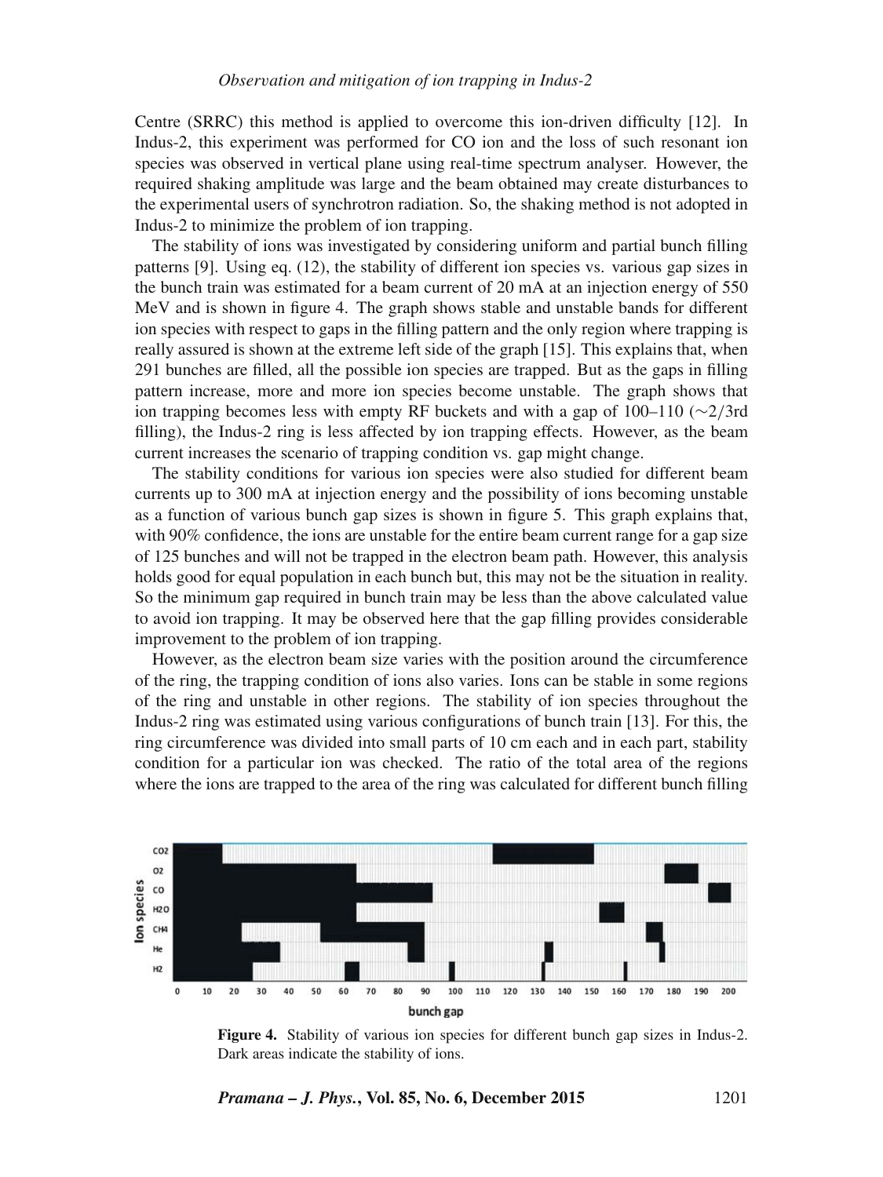Centre (SRRC) this method is applied to overcome this ion-driven difficulty [12]. In Indus-2, this experiment was performed for CO ion and the loss of such resonant ion species was observed in vertical plane using real-time spectrum analyser. However, the required shaking amplitude was large and the beam obtained may create disturbances to the experimental users of synchrotron radiation. So, the shaking method is not adopted in Indus-2 to minimize the problem of ion trapping.

The stability of ions was investigated by considering uniform and partial bunch filling patterns [9]. Using eq. (12), the stability of different ion species vs. various gap sizes in the bunch train was estimated for a beam current of 20 mA at an injection energy of 550 MeV and is shown in figure 4. The graph shows stable and unstable bands for different ion species with respect to gaps in the filling pattern and the only region where trapping is really assured is shown at the extreme left side of the graph [15]. This explains that, when 291 bunches are filled, all the possible ion species are trapped. But as the gaps in filling pattern increase, more and more ion species become unstable. The graph shows that ion trapping becomes less with empty RF buckets and with a gap of 100–110 ($\sim 2/3$rd filling), the Indus-2 ring is less affected by ion trapping effects. However, as the beam current increases the scenario of trapping condition vs. gap might change.

The stability conditions for various ion species were also studied for different beam currents up to 300 mA at injection energy and the possibility of ions becoming unstable as a function of various bunch gap sizes is shown in figure 5. This graph explains that, with 90% confidence, the ions are unstable for the entire beam current range for a gap size of 125 bunches and will not be trapped in the electron beam path. However, this analysis holds good for equal population in each bunch but, this may not be the situation in reality. So the minimum gap required in bunch train may be less than the above calculated value to avoid ion trapping. It may be observed here that the gap filling provides considerable improvement to the problem of ion trapping.

However, as the electron beam size varies with the position around the circumference of the ring, the trapping condition of ions also varies. Ions can be stable in some regions of the ring and unstable in other regions. The stability of ion species throughout the Indus-2 ring was estimated using various configurations of bunch train [13]. For this, the ring circumference was divided into small parts of 10 cm each and in each part, stability condition for a particular ion was checked. The ratio of the total area of the regions where the ions are trapped to the area of the ring was calculated for different bunch filling

**Figure 4.** Stability of various ion species for different bunch gap sizes in Indus-2. Dark areas indicate the stability of ions.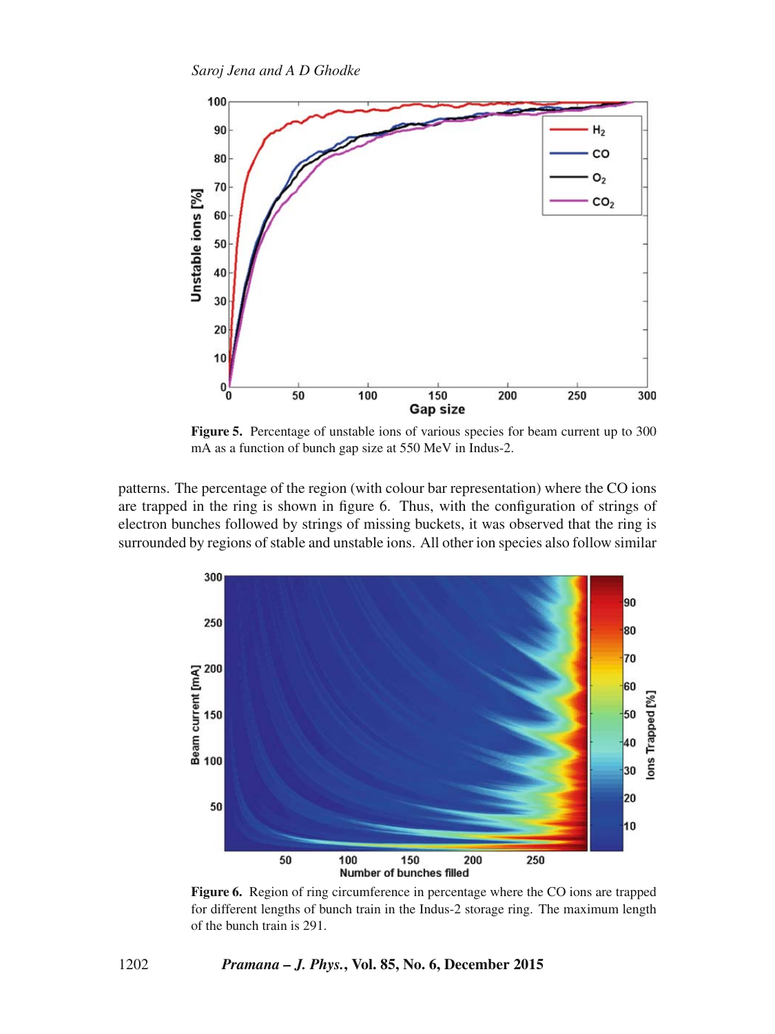**Figure 5.** Percentage of unstable ions of various species for beam current up to 300 mA as a function of bunch gap size at 550 MeV in Indus-2.

patterns. The percentage of the region (with colour bar representation) where the CO ions are trapped in the ring is shown in figure 6. Thus, with the configuration of strings of electron bunches followed by strings of missing buckets, it was observed that the ring is surrounded by regions of stable and unstable ions. All other ion species also follow similar

**Figure 6.** Region of ring circumference in percentage where the CO ions are trapped for different lengths of bunch train in the Indus-2 storage ring. The maximum length of the bunch train is 291.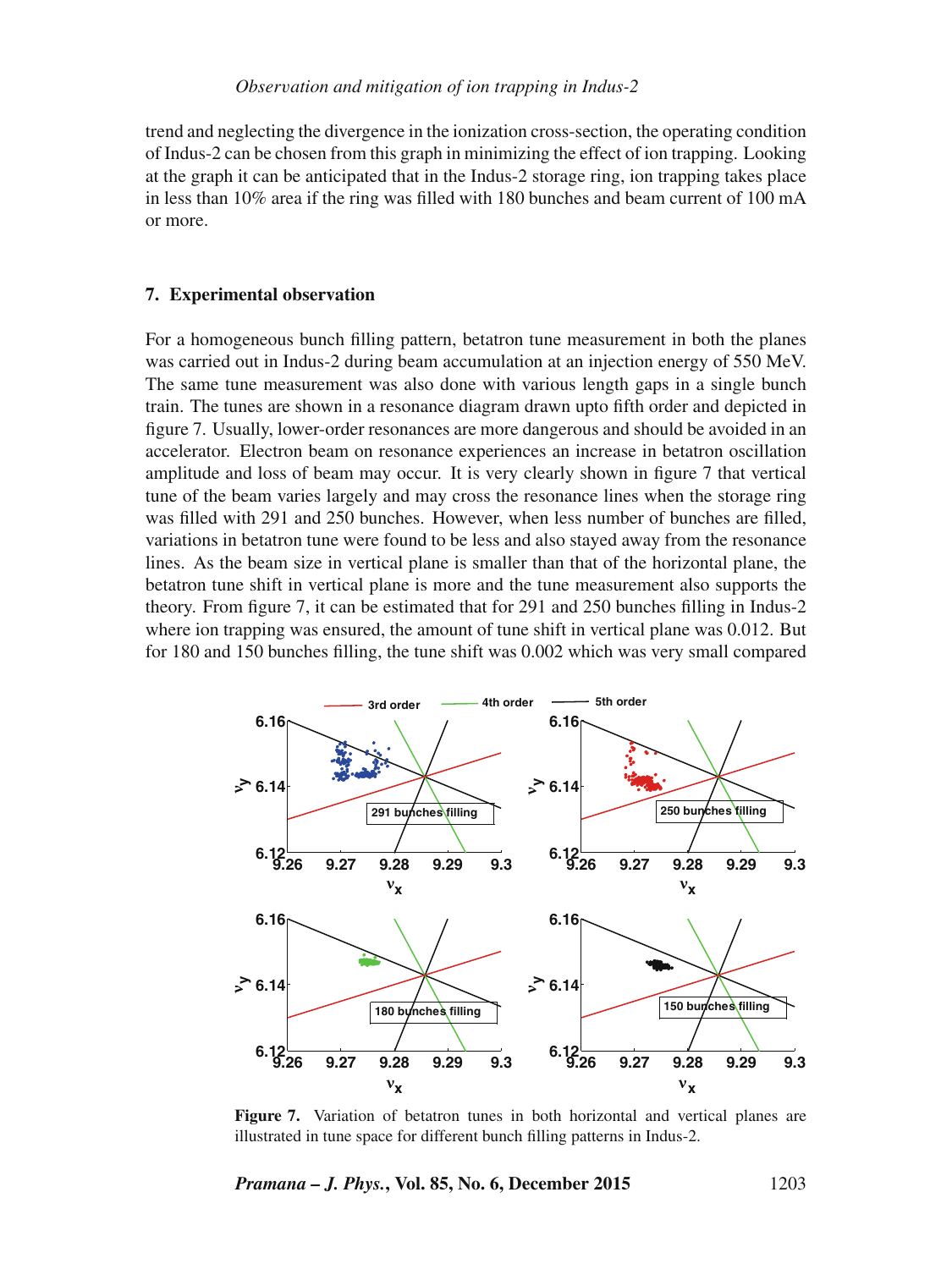trend and neglecting the divergence in the ionization cross-section, the operating condition of Indus-2 can be chosen from this graph in minimizing the effect of ion trapping. Looking at the graph it can be anticipated that in the Indus-2 storage ring, ion trapping takes place in less than 10% area if the ring was filled with 180 bunches and beam current of 100 mA or more.

## 7. Experimental observation

For a homogeneous bunch filling pattern, betatron tune measurement in both the planes was carried out in Indus-2 during beam accumulation at an injection energy of 550 MeV. The same tune measurement was also done with various length gaps in a single bunch train. The tunes are shown in a resonance diagram drawn upto fifth order and depicted in figure 7. Usually, lower-order resonances are more dangerous and should be avoided in an accelerator. Electron beam on resonance experiences an increase in betatron oscillation amplitude and loss of beam may occur. It is very clearly shown in figure 7 that vertical tune of the beam varies largely and may cross the resonance lines when the storage ring was filled with 291 and 250 bunches. However, when less number of bunches are filled, variations in betatron tune were found to be less and also stayed away from the resonance lines. As the beam size in vertical plane is smaller than that of the horizontal plane, the betatron tune shift in vertical plane is more and the tune measurement also supports the theory. From figure 7, it can be estimated that for 291 and 250 bunches filling in Indus-2 where ion trapping was ensured, the amount of tune shift in vertical plane was 0.012. But for 180 and 150 bunches filling, the tune shift was 0.002 which was very small compared

**Figure 7.** Variation of betatron tunes in both horizontal and vertical planes are illustrated in tune space for different bunch filling patterns in Indus-2.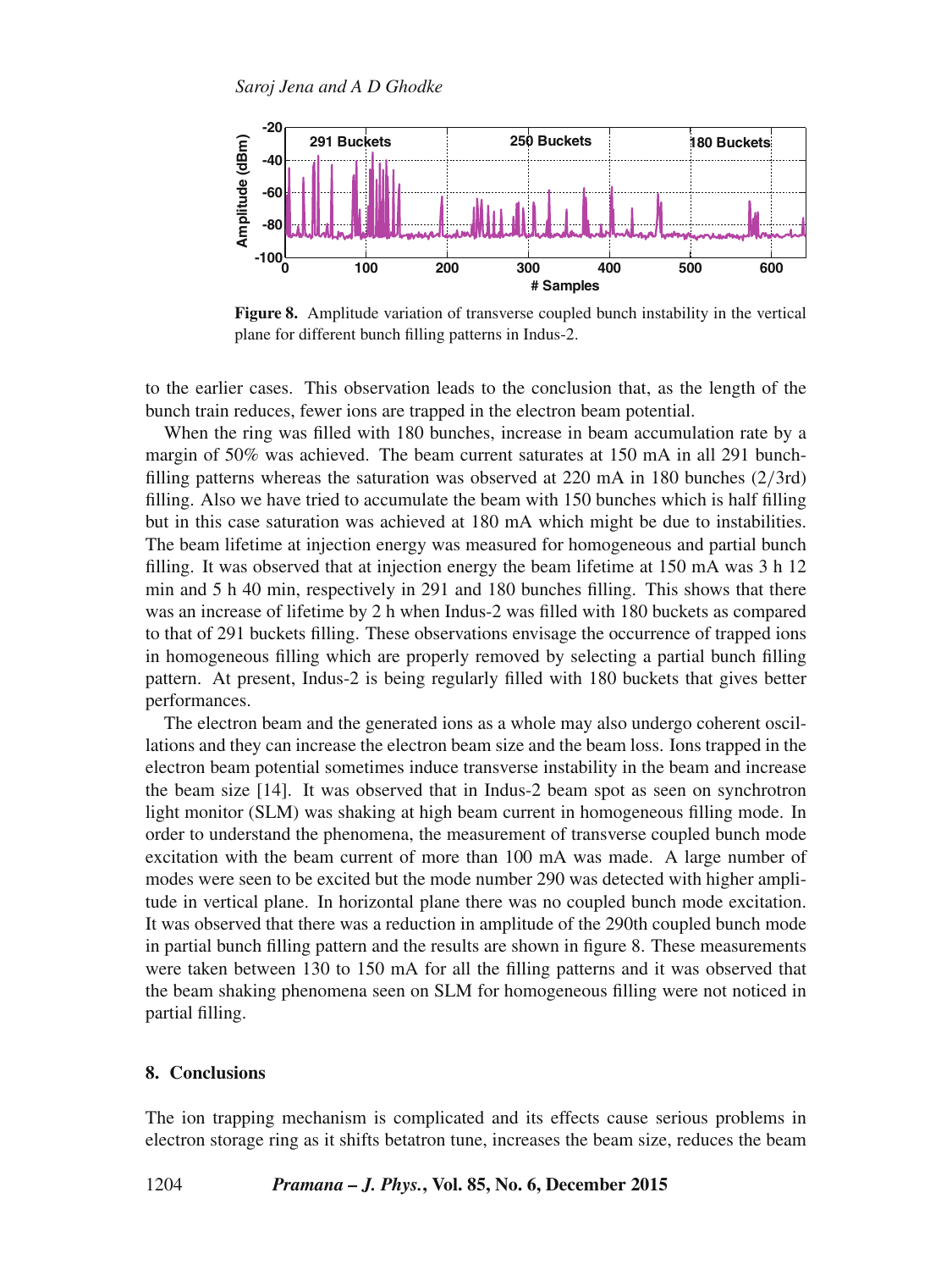**Figure 8.** Amplitude variation of transverse coupled bunch instability in the vertical plane for different bunch filling patterns in Indus-2.

to the earlier cases. This observation leads to the conclusion that, as the length of the bunch train reduces, fewer ions are trapped in the electron beam potential.

When the ring was filled with 180 bunches, increase in beam accumulation rate by a margin of 50% was achieved. The beam current saturates at 150 mA in all 291 bunch-filling patterns whereas the saturation was observed at 220 mA in 180 bunches (2/3rd) filling. Also we have tried to accumulate the beam with 150 bunches which is half filling but in this case saturation was achieved at 180 mA which might be due to instabilities. The beam lifetime at injection energy was measured for homogeneous and partial bunch filling. It was observed that at injection energy the beam lifetime at 150 mA was 3 h 12 min and 5 h 40 min, respectively in 291 and 180 bunches filling. This shows that there was an increase of lifetime by 2 h when Indus-2 was filled with 180 buckets as compared to that of 291 buckets filling. These observations envisage the occurrence of trapped ions in homogeneous filling which are properly removed by selecting a partial bunch filling pattern. At present, Indus-2 is being regularly filled with 180 buckets that gives better performances.

The electron beam and the generated ions as a whole may also undergo coherent oscillations and they can increase the electron beam size and the beam loss. Ions trapped in the electron beam potential sometimes induce transverse instability in the beam and increase the beam size [14]. It was observed that in Indus-2 beam spot as seen on synchrotron light monitor (SLM) was shaking at high beam current in homogeneous filling mode. In order to understand the phenomena, the measurement of transverse coupled bunch mode excitation with the beam current of more than 100 mA was made. A large number of modes were seen to be excited but the mode number 290 was detected with higher amplitude in vertical plane. In horizontal plane there was no coupled bunch mode excitation. It was observed that there was a reduction in amplitude of the 290th coupled bunch mode in partial bunch filling pattern and the results are shown in figure 8. These measurements were taken between 130 to 150 mA for all the filling patterns and it was observed that the beam shaking phenomena seen on SLM for homogeneous filling were not noticed in partial filling.

## 8. Conclusions

The ion trapping mechanism is complicated and its effects cause serious problems in electron storage ring as it shifts betatron tune, increases the beam size, reduces the beam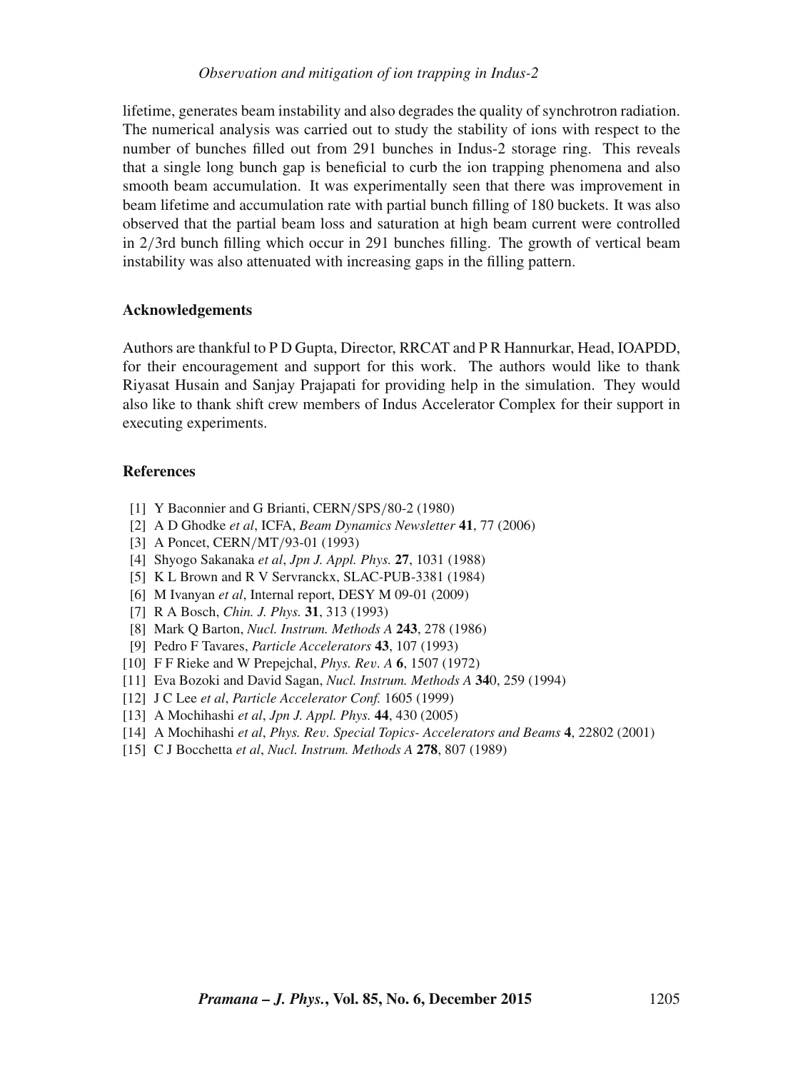lifetime, generates beam instability and also degrades the quality of synchrotron radiation. The numerical analysis was carried out to study the stability of ions with respect to the number of bunches filled out from 291 bunches in Indus-2 storage ring. This reveals that a single long bunch gap is beneficial to curb the ion trapping phenomena and also smooth beam accumulation. It was experimentally seen that there was improvement in beam lifetime and accumulation rate with partial bunch filling of 180 buckets. It was also observed that the partial beam loss and saturation at high beam current were controlled in 2/3rd bunch filling which occur in 291 bunches filling. The growth of vertical beam instability was also attenuated with increasing gaps in the filling pattern.

### Acknowledgements

Authors are thankful to P D Gupta, Director, RRCAT and P R Hannurkar, Head, IOAPDD, for their encouragement and support for this work. The authors would like to thank Riyasat Husain and Sanjay Prajapati for providing help in the simulation. They would also like to thank shift crew members of Indus Accelerator Complex for their support in executing experiments.

### References

[1] Y Baconnier and G Brianti, CERN/SPS/80-2 (1980)
[2] A D Ghodke *et al*, ICFA, *Beam Dynamics Newsletter* **41**, 77 (2006)
[3] A Poncet, CERN/MT/93-01 (1993)
[4] Shyogo Sakanaka *et al*, *Jpn J. Appl. Phys.* **27**, 1031 (1988)
[5] K L Brown and R V Servranckx, SLAC-PUB-3381 (1984)
[6] M Ivanyan *et al*, Internal report, DESY M 09-01 (2009)
[7] R A Bosch, *Chin. J. Phys.* **31**, 313 (1993)
[8] Mark Q Barton, *Nucl. Instrum. Methods A* **243**, 278 (1986)
[9] Pedro F Tavares, *Particle Accelerators* **43**, 107 (1993)
[10] F F Rieke and W Prepejchal, *Phys. Rev. A* **6**, 1507 (1972)
[11] Eva Bozoki and David Sagan, *Nucl. Instrum. Methods A* **34**0, 259 (1994)
[12] J C Lee *et al*, *Particle Accelerator Conf.* 1605 (1999)
[13] A Mochihashi *et al*, *Jpn J. Appl. Phys.* **44**, 430 (2005)
[14] A Mochihashi *et al*, *Phys. Rev. Special Topics- Accelerators and Beams* **4**, 22802 (2001)
[15] C J Bocchetta *et al*, *Nucl. Instrum. Methods A* **278**, 807 (1989)